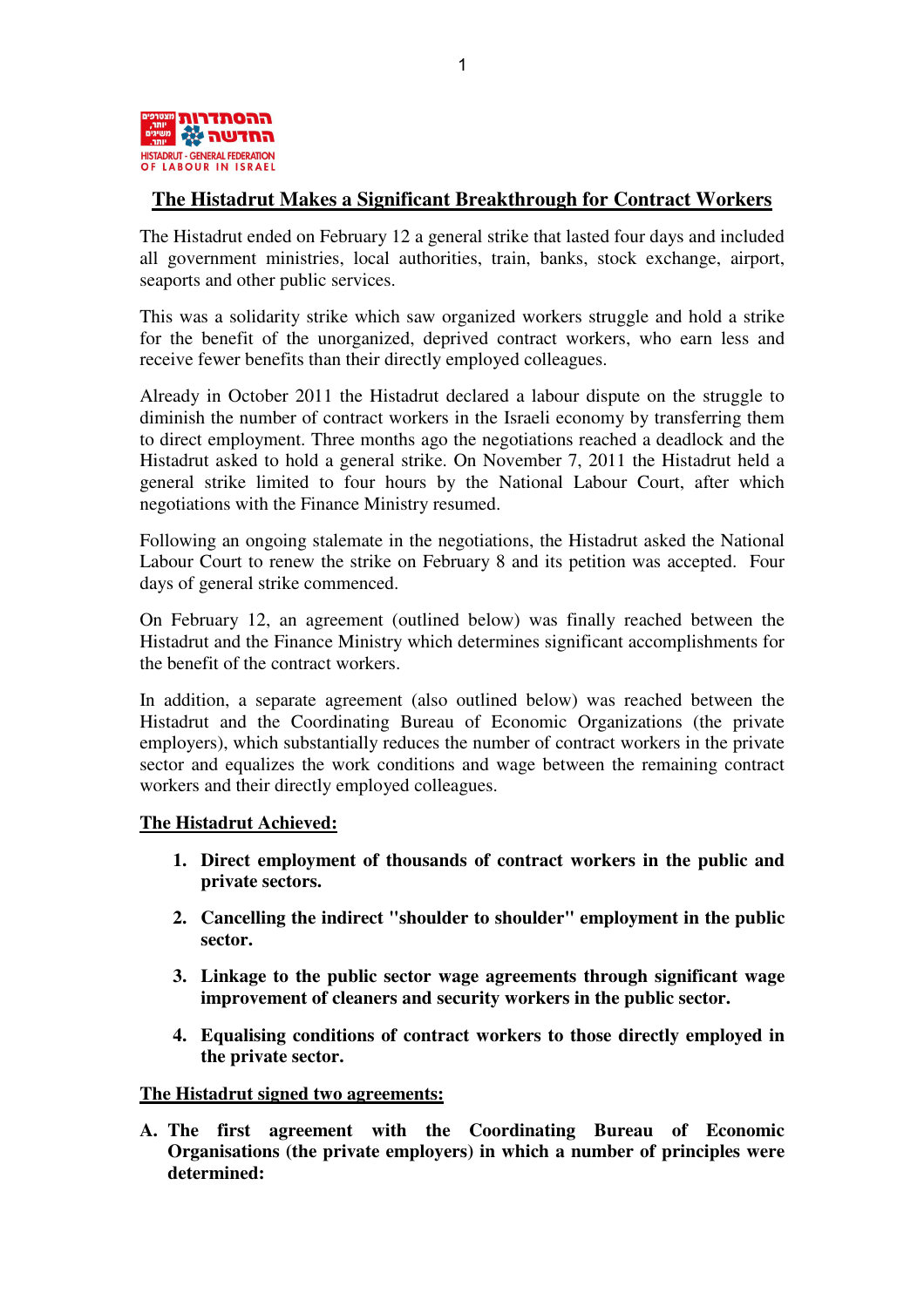# The Histadrut Makes a Significant Breakthrough for Contract Workers

The Histadrut ended on February 12 a general strike that lasted four days and included all government ministries, local authorities, train, banks, stock exchange, airport, seaports and other public services.

This was a solidarity strike which saw organized workers struggle and hold a strike for the benefit of the unorganized, deprived contract workers, who earn less and receive fewer benefits than their directly employed colleagues.

Already in October 2011 the Histadrut declared a labour dispute on the struggle to diminish the number of contract workers in the Israeli economy by transferring them to direct employment. Three months ago the negotiations reached a deadlock and the Histadrut asked to hold a general strike. On November 7, 2011 the Histadrut held a general strike limited to four hours by the National Labour Court, after which negotiations with the Finance Ministry resumed.

Following an ongoing stalemate in the negotiations, the Histadrut asked the National Labour Court to renew the strike on February 8 and its petition was accepted. Four days of general strike commenced.

On February 12, an agreement (outlined below) was finally reached between the Histadrut and the Finance Ministry which determines significant accomplishments for the benefit of the contract workers.

In addition, a separate agreement (also outlined below) was reached between the Histadrut and the Coordinating Bureau of Economic Organizations (the private employers), which substantially reduces the number of contract workers in the private sector and equalizes the work conditions and wage between the remaining contract workers and their directly employed colleagues.

## The Histadrut Achieved:

1. **Direct employment of thousands of contract workers in the public and private sectors.**
2. **Cancelling the indirect "shoulder to shoulder" employment in the public sector.**
3. **Linkage to the public sector wage agreements through significant wage improvement of cleaners and security workers in the public sector.**
4. **Equalising conditions of contract workers to those directly employed in the private sector.**

## The Histadrut signed two agreements:

**A. The first agreement with the Coordinating Bureau of Economic Organisations (the private employers) in which a number of principles were determined:**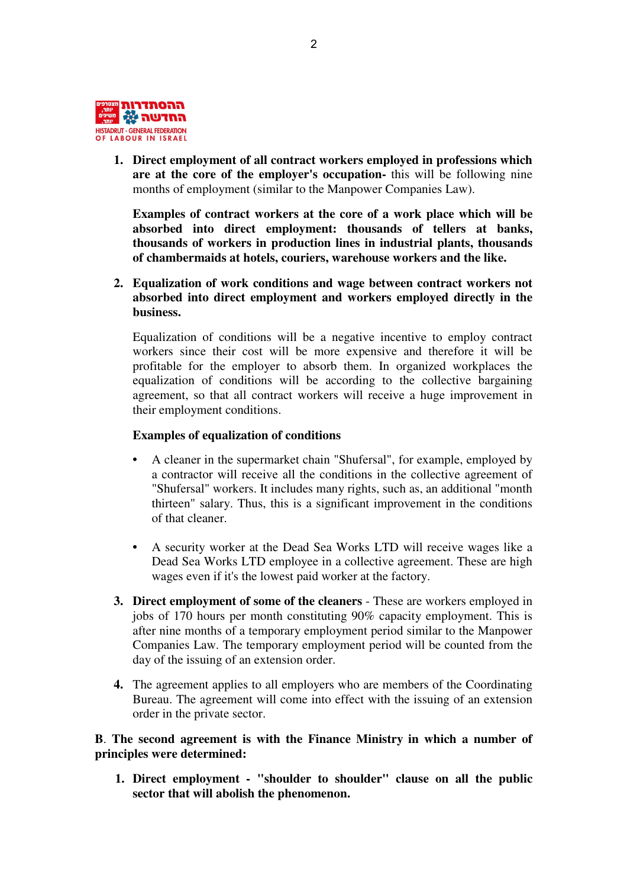1. **Direct employment of all contract workers employed in professions which are at the core of the employer's occupation-** this will be following nine months of employment (similar to the Manpower Companies Law).

   **Examples of contract workers at the core of a work place which will be absorbed into direct employment: thousands of tellers at banks, thousands of workers in production lines in industrial plants, thousands of chambermaids at hotels, couriers, warehouse workers and the like.**

2. **Equalization of work conditions and wage between contract workers not absorbed into direct employment and workers employed directly in the business.**

   Equalization of conditions will be a negative incentive to employ contract workers since their cost will be more expensive and therefore it will be profitable for the employer to absorb them. In organized workplaces the equalization of conditions will be according to the collective bargaining agreement, so that all contract workers will receive a huge improvement in their employment conditions.

   **Examples of equalization of conditions**

   - A cleaner in the supermarket chain "Shufersal", for example, employed by a contractor will receive all the conditions in the collective agreement of "Shufersal" workers. It includes many rights, such as, an additional "month thirteen" salary. Thus, this is a significant improvement in the conditions of that cleaner.

   - A security worker at the Dead Sea Works LTD will receive wages like a Dead Sea Works LTD employee in a collective agreement. These are high wages even if it's the lowest paid worker at the factory.

3. **Direct employment of some of the cleaners** - These are workers employed in jobs of 170 hours per month constituting 90% capacity employment. This is after nine months of a temporary employment period similar to the Manpower Companies Law. The temporary employment period will be counted from the day of the issuing of an extension order.

4. The agreement applies to all employers who are members of the Coordinating Bureau. The agreement will come into effect with the issuing of an extension order in the private sector.

**B. The second agreement is with the Finance Ministry in which a number of principles were determined:**

1. **Direct employment - "shoulder to shoulder" clause on all the public sector that will abolish the phenomenon.**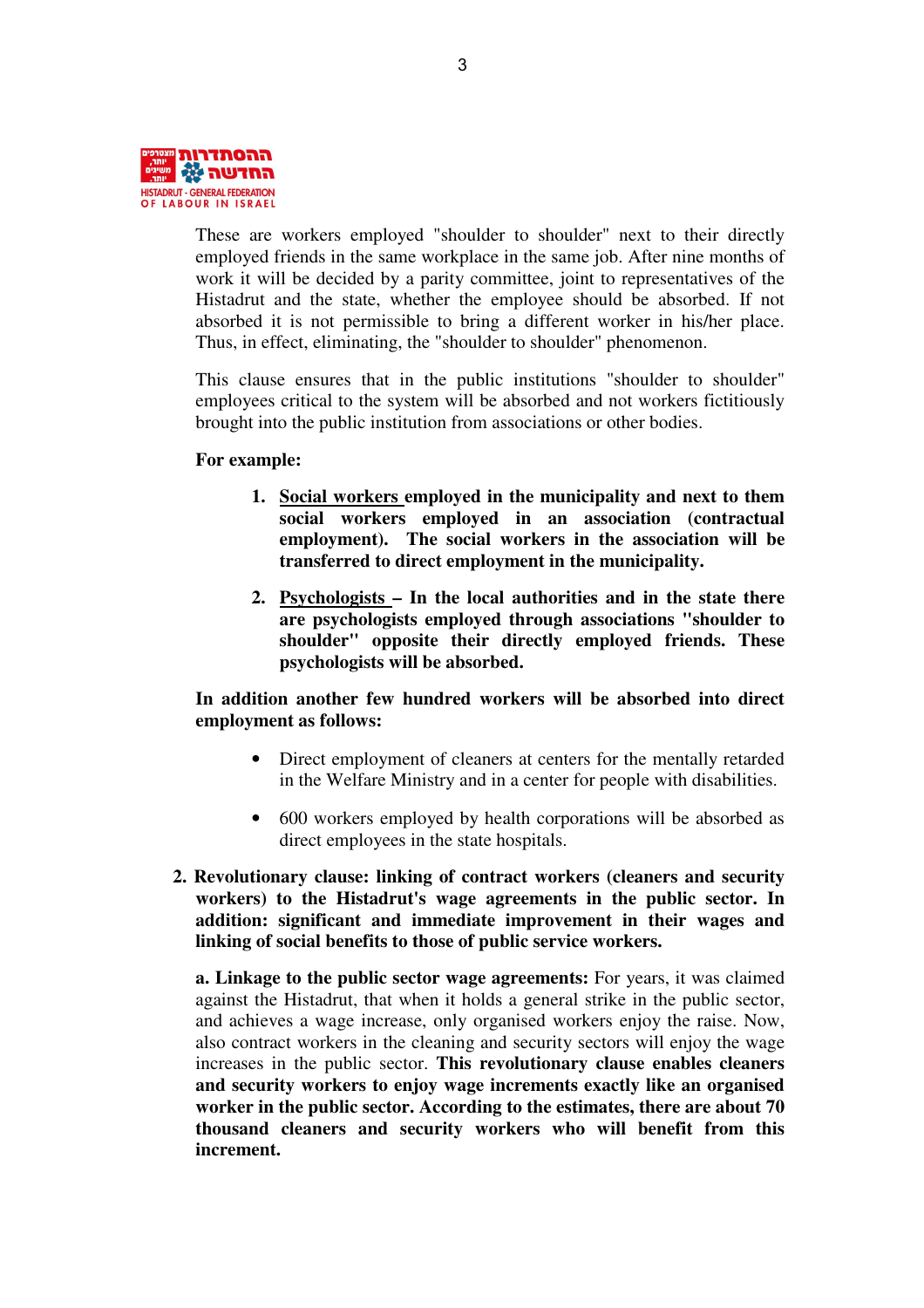These are workers employed "shoulder to shoulder" next to their directly employed friends in the same workplace in the same job. After nine months of work it will be decided by a parity committee, joint to representatives of the Histadrut and the state, whether the employee should be absorbed. If not absorbed it is not permissible to bring a different worker in his/her place. Thus, in effect, eliminating, the "shoulder to shoulder" phenomenon.

This clause ensures that in the public institutions "shoulder to shoulder" employees critical to the system will be absorbed and not workers fictitiously brought into the public institution from associations or other bodies.

**For example:**

1. **Social workers employed in the municipality and next to them social workers employed in an association (contractual employment). The social workers in the association will be transferred to direct employment in the municipality.**

2. **Psychologists – In the local authorities and in the state there are psychologists employed through associations "shoulder to shoulder" opposite their directly employed friends. These psychologists will be absorbed.**

**In addition another few hundred workers will be absorbed into direct employment as follows:**

- Direct employment of cleaners at centers for the mentally retarded in the Welfare Ministry and in a center for people with disabilities.
- 600 workers employed by health corporations will be absorbed as direct employees in the state hospitals.

**2. Revolutionary clause: linking of contract workers (cleaners and security workers) to the Histadrut's wage agreements in the public sector. In addition: significant and immediate improvement in their wages and linking of social benefits to those of public service workers.**

**a. Linkage to the public sector wage agreements:** For years, it was claimed against the Histadrut, that when it holds a general strike in the public sector, and achieves a wage increase, only organised workers enjoy the raise. Now, also contract workers in the cleaning and security sectors will enjoy the wage increases in the public sector. **This revolutionary clause enables cleaners and security workers to enjoy wage increments exactly like an organised worker in the public sector. According to the estimates, there are about 70 thousand cleaners and security workers who will benefit from this increment.**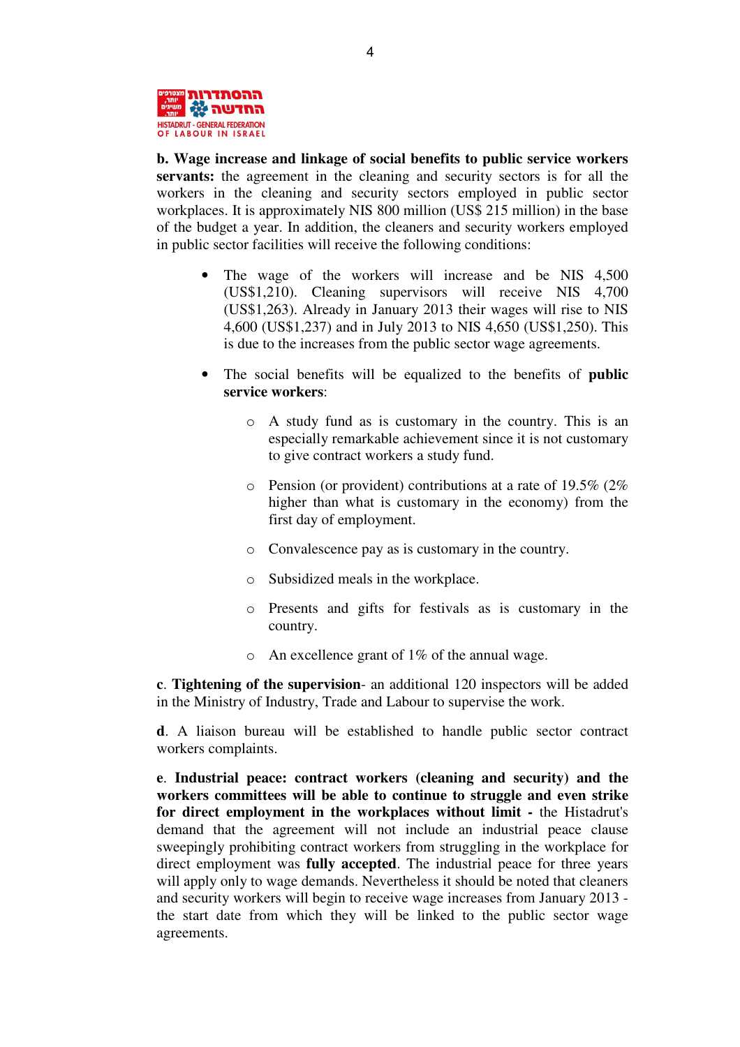**b. Wage increase and linkage of social benefits to public service workers servants:** the agreement in the cleaning and security sectors is for all the workers in the cleaning and security sectors employed in public sector workplaces. It is approximately NIS 800 million (US$ 215 million) in the base of the budget a year. In addition, the cleaners and security workers employed in public sector facilities will receive the following conditions:

- The wage of the workers will increase and be NIS 4,500 (US$1,210). Cleaning supervisors will receive NIS 4,700 (US$1,263). Already in January 2013 their wages will rise to NIS 4,600 (US$1,237) and in July 2013 to NIS 4,650 (US$1,250). This is due to the increases from the public sector wage agreements.

- The social benefits will be equalized to the benefits of **public service workers**:

  - A study fund as is customary in the country. This is an especially remarkable achievement since it is not customary to give contract workers a study fund.

  - Pension (or provident) contributions at a rate of 19.5% (2% higher than what is customary in the economy) from the first day of employment.

  - Convalescence pay as is customary in the country.

  - Subsidized meals in the workplace.

  - Presents and gifts for festivals as is customary in the country.

  - An excellence grant of 1% of the annual wage.

**c**. **Tightening of the supervision**- an additional 120 inspectors will be added in the Ministry of Industry, Trade and Labour to supervise the work.

**d**. A liaison bureau will be established to handle public sector contract workers complaints.

**e**. **Industrial peace: contract workers (cleaning and security) and the workers committees will be able to continue to struggle and even strike for direct employment in the workplaces without limit -** the Histadrut's demand that the agreement will not include an industrial peace clause sweepingly prohibiting contract workers from struggling in the workplace for direct employment was **fully accepted**. The industrial peace for three years will apply only to wage demands. Nevertheless it should be noted that cleaners and security workers will begin to receive wage increases from January 2013 - the start date from which they will be linked to the public sector wage agreements.